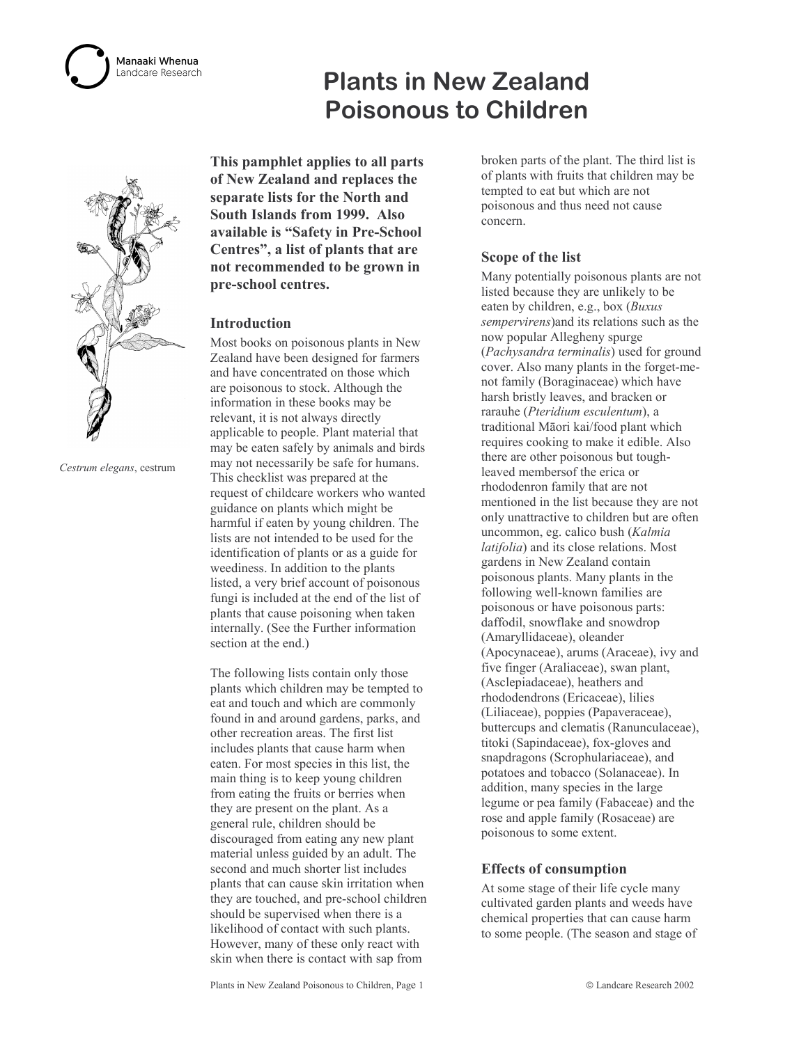Manaaki Whenua
Landcare Research

# Plants in New Zealand Poisonous to Children

*Cestrum elegans*, cestrum

**This pamphlet applies to all parts of New Zealand and replaces the separate lists for the North and South Islands from 1999. Also available is "Safety in Pre-School Centres", a list of plants that are not recommended to be grown in pre-school centres.**

### Introduction

Most books on poisonous plants in New Zealand have been designed for farmers and have concentrated on those which are poisonous to stock. Although the information in these books may be relevant, it is not always directly applicable to people. Plant material that may be eaten safely by animals and birds may not necessarily be safe for humans. This checklist was prepared at the request of childcare workers who wanted guidance on plants which might be harmful if eaten by young children. The lists are not intended to be used for the identification of plants or as a guide for weediness. In addition to the plants listed, a very brief account of poisonous fungi is included at the end of the list of plants that cause poisoning when taken internally. (See the Further information section at the end.)

The following lists contain only those plants which children may be tempted to eat and touch and which are commonly found in and around gardens, parks, and other recreation areas. The first list includes plants that cause harm when eaten. For most species in this list, the main thing is to keep young children from eating the fruits or berries when they are present on the plant. As a general rule, children should be discouraged from eating any new plant material unless guided by an adult. The second and much shorter list includes plants that can cause skin irritation when they are touched, and pre-school children should be supervised when there is a likelihood of contact with such plants. However, many of these only react with skin when there is contact with sap from broken parts of the plant. The third list is of plants with fruits that children may be tempted to eat but which are not poisonous and thus need not cause concern.

### Scope of the list

Many potentially poisonous plants are not listed because they are unlikely to be eaten by children, e.g., box (*Buxus sempervirens*)and its relations such as the now popular Allegheny spurge (*Pachysandra terminalis*) used for ground cover. Also many plants in the forget-me-not family (Boraginaceae) which have harsh bristly leaves, and bracken or rarauhe (*Pteridium esculentum*), a traditional Māori kai/food plant which requires cooking to make it edible. Also there are other poisonous but tough-leaved membersof the erica or rhododenron family that are not mentioned in the list because they are not only unattractive to children but are often uncommon, eg. calico bush (*Kalmia latifolia*) and its close relations. Most gardens in New Zealand contain poisonous plants. Many plants in the following well-known families are poisonous or have poisonous parts: daffodil, snowflake and snowdrop (Amaryllidaceae), oleander (Apocynaceae), arums (Araceae), ivy and five finger (Araliaceae), swan plant, (Asclepiadaceae), heathers and rhododendrons (Ericaceae), lilies (Liliaceae), poppies (Papaveraceae), buttercups and clematis (Ranunculaceae), titoki (Sapindaceae), fox-gloves and snapdragons (Scrophulariaceae), and potatoes and tobacco (Solanaceae). In addition, many species in the large legume or pea family (Fabaceae) and the rose and apple family (Rosaceae) are poisonous to some extent.

### Effects of consumption

At some stage of their life cycle many cultivated garden plants and weeds have chemical properties that can cause harm to some people. (The season and stage of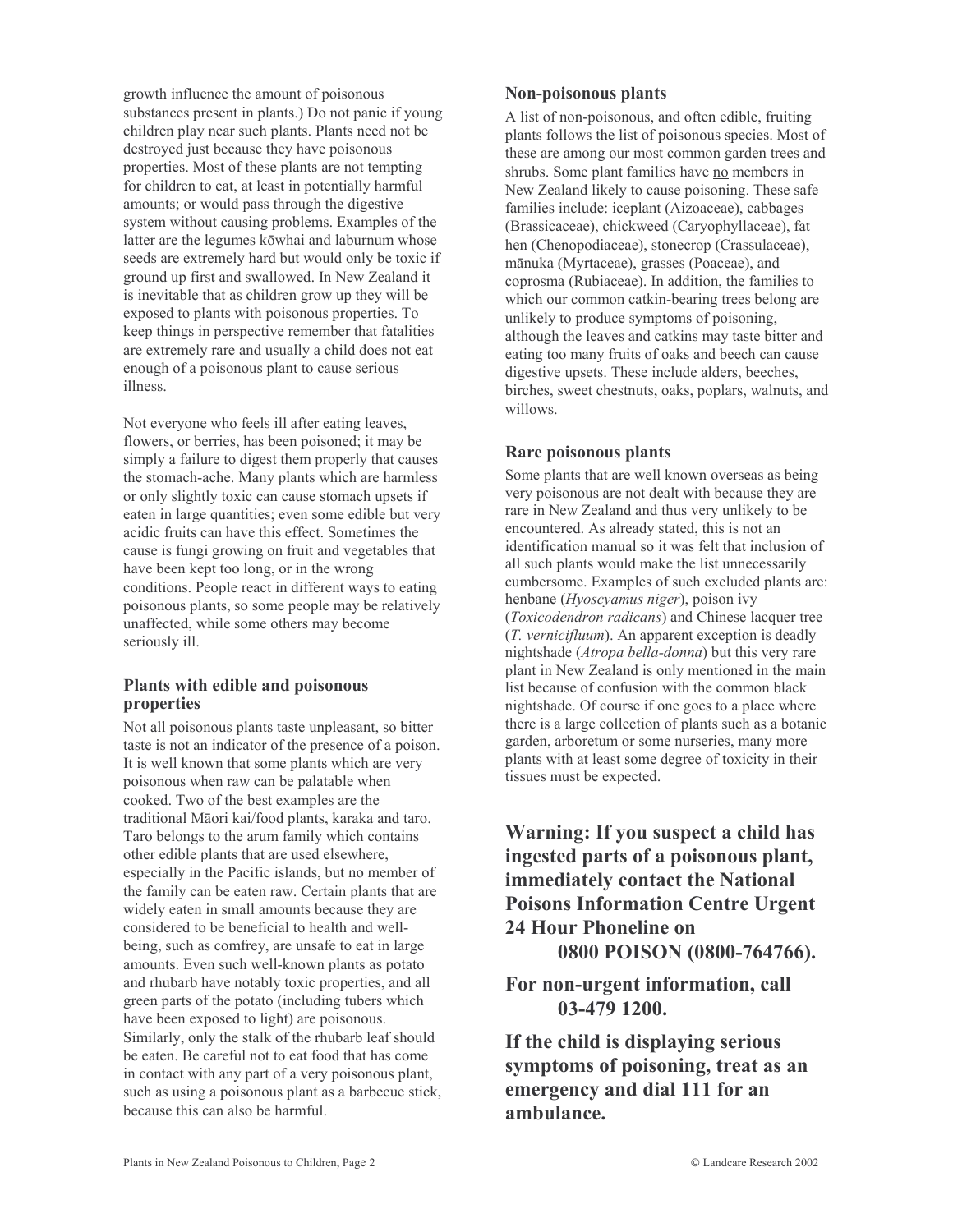growth influence the amount of poisonous substances present in plants.) Do not panic if young children play near such plants. Plants need not be destroyed just because they have poisonous properties. Most of these plants are not tempting for children to eat, at least in potentially harmful amounts; or would pass through the digestive system without causing problems. Examples of the latter are the legumes kōwhai and laburnum whose seeds are extremely hard but would only be toxic if ground up first and swallowed. In New Zealand it is inevitable that as children grow up they will be exposed to plants with poisonous properties. To keep things in perspective remember that fatalities are extremely rare and usually a child does not eat enough of a poisonous plant to cause serious illness.

Not everyone who feels ill after eating leaves, flowers, or berries, has been poisoned; it may be simply a failure to digest them properly that causes the stomach-ache. Many plants which are harmless or only slightly toxic can cause stomach upsets if eaten in large quantities; even some edible but very acidic fruits can have this effect. Sometimes the cause is fungi growing on fruit and vegetables that have been kept too long, or in the wrong conditions. People react in different ways to eating poisonous plants, so some people may be relatively unaffected, while some others may become seriously ill.

### Plants with edible and poisonous properties

Not all poisonous plants taste unpleasant, so bitter taste is not an indicator of the presence of a poison. It is well known that some plants which are very poisonous when raw can be palatable when cooked. Two of the best examples are the traditional Māori kai/food plants, karaka and taro. Taro belongs to the arum family which contains other edible plants that are used elsewhere, especially in the Pacific islands, but no member of the family can be eaten raw. Certain plants that are widely eaten in small amounts because they are considered to be beneficial to health and well-being, such as comfrey, are unsafe to eat in large amounts. Even such well-known plants as potato and rhubarb have notably toxic properties, and all green parts of the potato (including tubers which have been exposed to light) are poisonous. Similarly, only the stalk of the rhubarb leaf should be eaten. Be careful not to eat food that has come in contact with any part of a very poisonous plant, such as using a poisonous plant as a barbecue stick, because this can also be harmful.

### Non-poisonous plants

A list of non-poisonous, and often edible, fruiting plants follows the list of poisonous species. Most of these are among our most common garden trees and shrubs. Some plant families have no members in New Zealand likely to cause poisoning. These safe families include: iceplant (Aizoaceae), cabbages (Brassicaceae), chickweed (Caryophyllaceae), fat hen (Chenopodiaceae), stonecrop (Crassulaceae), mānuka (Myrtaceae), grasses (Poaceae), and coprosma (Rubiaceae). In addition, the families to which our common catkin-bearing trees belong are unlikely to produce symptoms of poisoning, although the leaves and catkins may taste bitter and eating too many fruits of oaks and beech can cause digestive upsets. These include alders, beeches, birches, sweet chestnuts, oaks, poplars, walnuts, and willows.

### Rare poisonous plants

Some plants that are well known overseas as being very poisonous are not dealt with because they are rare in New Zealand and thus very unlikely to be encountered. As already stated, this is not an identification manual so it was felt that inclusion of all such plants would make the list unnecessarily cumbersome. Examples of such excluded plants are: henbane (*Hyoscyamus niger*), poison ivy (*Toxicodendron radicans*) and Chinese lacquer tree (*T. vernicifluum*). An apparent exception is deadly nightshade (*Atropa bella-donna*) but this very rare plant in New Zealand is only mentioned in the main list because of confusion with the common black nightshade. Of course if one goes to a place where there is a large collection of plants such as a botanic garden, arboretum or some nurseries, many more plants with at least some degree of toxicity in their tissues must be expected.

**Warning: If you suspect a child has ingested parts of a poisonous plant, immediately contact the National Poisons Information Centre Urgent 24 Hour Phoneline on**
**0800 POISON (0800-764766).**

**For non-urgent information, call**
**03-479 1200.**

**If the child is displaying serious symptoms of poisoning, treat as an emergency and dial 111 for an ambulance.**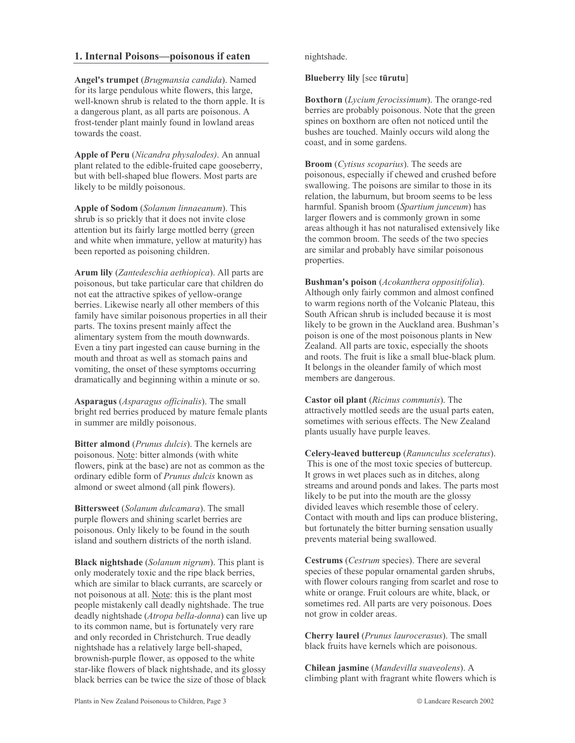## 1. Internal Poisons—poisonous if eaten

**Angel's trumpet** (*Brugmansia candida*). Named for its large pendulous white flowers, this large, well-known shrub is related to the thorn apple. It is a dangerous plant, as all parts are poisonous. A frost-tender plant mainly found in lowland areas towards the coast.

**Apple of Peru** (*Nicandra physalodes)*. An annual plant related to the edible-fruited cape gooseberry, but with bell-shaped blue flowers. Most parts are likely to be mildly poisonous.

**Apple of Sodom** (*Solanum linnaeanum*). This shrub is so prickly that it does not invite close attention but its fairly large mottled berry (green and white when immature, yellow at maturity) has been reported as poisoning children.

**Arum lily** (*Zantedeschia aethiopica*). All parts are poisonous, but take particular care that children do not eat the attractive spikes of yellow-orange berries. Likewise nearly all other members of this family have similar poisonous properties in all their parts. The toxins present mainly affect the alimentary system from the mouth downwards. Even a tiny part ingested can cause burning in the mouth and throat as well as stomach pains and vomiting, the onset of these symptoms occurring dramatically and beginning within a minute or so.

**Asparagus** (*Asparagus officinalis*). The small bright red berries produced by mature female plants in summer are mildly poisonous.

**Bitter almond** (*Prunus dulcis*). The kernels are poisonous. Note: bitter almonds (with white flowers, pink at the base) are not as common as the ordinary edible form of *Prunus dulcis* known as almond or sweet almond (all pink flowers).

**Bittersweet** (*Solanum dulcamara*). The small purple flowers and shining scarlet berries are poisonous. Only likely to be found in the south island and southern districts of the north island.

**Black nightshade** (*Solanum nigrum*). This plant is only moderately toxic and the ripe black berries, which are similar to black currants, are scarcely or not poisonous at all. Note: this is the plant most people mistakenly call deadly nightshade. The true deadly nightshade (*Atropa bella-donna*) can live up to its common name, but is fortunately very rare and only recorded in Christchurch. True deadly nightshade has a relatively large bell-shaped, brownish-purple flower, as opposed to the white star-like flowers of black nightshade, and its glossy black berries can be twice the size of those of black nightshade.

**Blueberry lily** [see **tūrutu**]

**Boxthorn** (*Lycium ferocissimum*). The orange-red berries are probably poisonous. Note that the green spines on boxthorn are often not noticed until the bushes are touched. Mainly occurs wild along the coast, and in some gardens.

**Broom** (*Cytisus scoparius*). The seeds are poisonous, especially if chewed and crushed before swallowing. The poisons are similar to those in its relation, the laburnum, but broom seems to be less harmful. Spanish broom (*Spartium junceum*) has larger flowers and is commonly grown in some areas although it has not naturalised extensively like the common broom. The seeds of the two species are similar and probably have similar poisonous properties.

**Bushman's poison** (*Acokanthera oppositifolia*). Although only fairly common and almost confined to warm regions north of the Volcanic Plateau, this South African shrub is included because it is most likely to be grown in the Auckland area. Bushman's poison is one of the most poisonous plants in New Zealand. All parts are toxic, especially the shoots and roots. The fruit is like a small blue-black plum. It belongs in the oleander family of which most members are dangerous.

**Castor oil plant** (*Ricinus communis*). The attractively mottled seeds are the usual parts eaten, sometimes with serious effects. The New Zealand plants usually have purple leaves.

**Celery-leaved buttercup** (*Ranunculus sceleratus*). This is one of the most toxic species of buttercup. It grows in wet places such as in ditches, along streams and around ponds and lakes. The parts most likely to be put into the mouth are the glossy divided leaves which resemble those of celery. Contact with mouth and lips can produce blistering, but fortunately the bitter burning sensation usually prevents material being swallowed.

**Cestrums** (*Cestrum* species). There are several species of these popular ornamental garden shrubs, with flower colours ranging from scarlet and rose to white or orange. Fruit colours are white, black, or sometimes red. All parts are very poisonous. Does not grow in colder areas.

**Cherry laurel** (*Prunus laurocerasus*). The small black fruits have kernels which are poisonous.

**Chilean jasmine** (*Mandevilla suaveolens*). A climbing plant with fragrant white flowers which is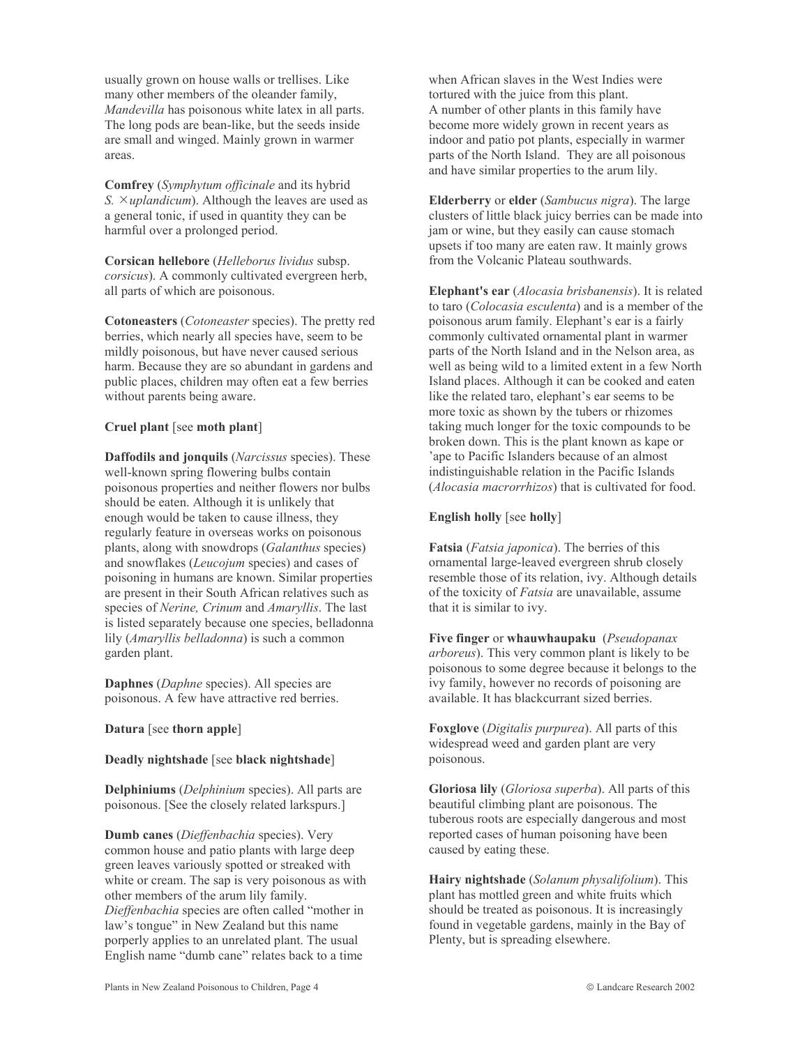usually grown on house walls or trellises. Like many other members of the oleander family, *Mandevilla* has poisonous white latex in all parts. The long pods are bean-like, but the seeds inside are small and winged. Mainly grown in warmer areas.

**Comfrey** (*Symphytum officinale* and its hybrid *S.* ×*uplandicum*). Although the leaves are used as a general tonic, if used in quantity they can be harmful over a prolonged period.

**Corsican hellebore** (*Helleborus lividus* subsp. *corsicus*). A commonly cultivated evergreen herb, all parts of which are poisonous.

**Cotoneasters** (*Cotoneaster* species). The pretty red berries, which nearly all species have, seem to be mildly poisonous, but have never caused serious harm. Because they are so abundant in gardens and public places, children may often eat a few berries without parents being aware.

**Cruel plant** [see **moth plant**]

**Daffodils and jonquils** (*Narcissus* species). These well-known spring flowering bulbs contain poisonous properties and neither flowers nor bulbs should be eaten. Although it is unlikely that enough would be taken to cause illness, they regularly feature in overseas works on poisonous plants, along with snowdrops (*Galanthus* species) and snowflakes (*Leucojum* species) and cases of poisoning in humans are known. Similar properties are present in their South African relatives such as species of *Nerine, Crinum* and *Amaryllis*. The last is listed separately because one species, belladonna lily (*Amaryllis belladonna*) is such a common garden plant.

**Daphnes** (*Daphne* species). All species are poisonous. A few have attractive red berries.

**Datura** [see **thorn apple**]

**Deadly nightshade** [see **black nightshade**]

**Delphiniums** (*Delphinium* species). All parts are poisonous. [See the closely related larkspurs.]

**Dumb canes** (*Dieffenbachia* species). Very common house and patio plants with large deep green leaves variously spotted or streaked with white or cream. The sap is very poisonous as with other members of the arum lily family. *Dieffenbachia* species are often called "mother in law's tongue" in New Zealand but this name porperly applies to an unrelated plant. The usual English name "dumb cane" relates back to a time when African slaves in the West Indies were tortured with the juice from this plant.
A number of other plants in this family have become more widely grown in recent years as indoor and patio pot plants, especially in warmer parts of the North Island. They are all poisonous and have similar properties to the arum lily.

**Elderberry** or **elder** (*Sambucus nigra*). The large clusters of little black juicy berries can be made into jam or wine, but they easily can cause stomach upsets if too many are eaten raw. It mainly grows from the Volcanic Plateau southwards.

**Elephant's ear** (*Alocasia brisbanensis*). It is related to taro (*Colocasia esculenta*) and is a member of the poisonous arum family. Elephant's ear is a fairly commonly cultivated ornamental plant in warmer parts of the North Island and in the Nelson area, as well as being wild to a limited extent in a few North Island places. Although it can be cooked and eaten like the related taro, elephant's ear seems to be more toxic as shown by the tubers or rhizomes taking much longer for the toxic compounds to be broken down. This is the plant known as kape or 'ape to Pacific Islanders because of an almost indistinguishable relation in the Pacific Islands (*Alocasia macrorrhizos*) that is cultivated for food.

**English holly** [see **holly**]

**Fatsia** (*Fatsia japonica*). The berries of this ornamental large-leaved evergreen shrub closely resemble those of its relation, ivy. Although details of the toxicity of *Fatsia* are unavailable, assume that it is similar to ivy.

**Five finger** or **whauwhaupaku** (*Pseudopanax arboreus*). This very common plant is likely to be poisonous to some degree because it belongs to the ivy family, however no records of poisoning are available. It has blackcurrant sized berries.

**Foxglove** (*Digitalis purpurea*). All parts of this widespread weed and garden plant are very poisonous.

**Gloriosa lily** (*Gloriosa superba*). All parts of this beautiful climbing plant are poisonous. The tuberous roots are especially dangerous and most reported cases of human poisoning have been caused by eating these.

**Hairy nightshade** (*Solanum physalifolium*). This plant has mottled green and white fruits which should be treated as poisonous. It is increasingly found in vegetable gardens, mainly in the Bay of Plenty, but is spreading elsewhere.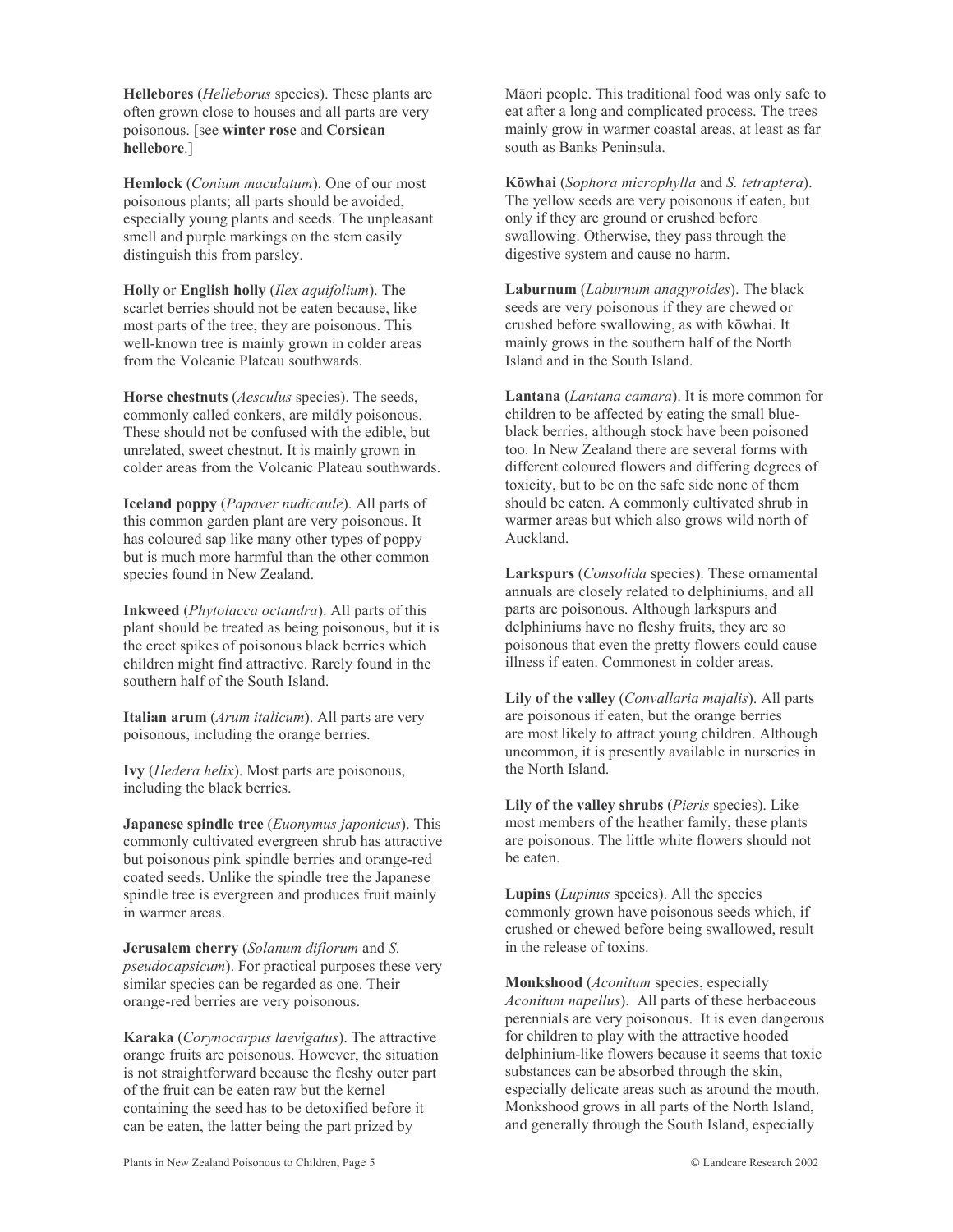**Hellebores** (*Helleborus* species). These plants are often grown close to houses and all parts are very poisonous. [see **winter rose** and **Corsican hellebore**.]

**Hemlock** (*Conium maculatum*). One of our most poisonous plants; all parts should be avoided, especially young plants and seeds. The unpleasant smell and purple markings on the stem easily distinguish this from parsley.

**Holly** or **English holly** (*Ilex aquifolium*). The scarlet berries should not be eaten because, like most parts of the tree, they are poisonous. This well-known tree is mainly grown in colder areas from the Volcanic Plateau southwards.

**Horse chestnuts** (*Aesculus* species). The seeds, commonly called conkers, are mildly poisonous. These should not be confused with the edible, but unrelated, sweet chestnut. It is mainly grown in colder areas from the Volcanic Plateau southwards.

**Iceland poppy** (*Papaver nudicaule*). All parts of this common garden plant are very poisonous. It has coloured sap like many other types of poppy but is much more harmful than the other common species found in New Zealand.

**Inkweed** (*Phytolacca octandra*). All parts of this plant should be treated as being poisonous, but it is the erect spikes of poisonous black berries which children might find attractive. Rarely found in the southern half of the South Island.

**Italian arum** (*Arum italicum*). All parts are very poisonous, including the orange berries.

**Ivy** (*Hedera helix*). Most parts are poisonous, including the black berries.

**Japanese spindle tree** (*Euonymus japonicus*). This commonly cultivated evergreen shrub has attractive but poisonous pink spindle berries and orange-red coated seeds. Unlike the spindle tree the Japanese spindle tree is evergreen and produces fruit mainly in warmer areas.

**Jerusalem cherry** (*Solanum diflorum* and *S. pseudocapsicum*). For practical purposes these very similar species can be regarded as one. Their orange-red berries are very poisonous.

**Karaka** (*Corynocarpus laevigatus*). The attractive orange fruits are poisonous. However, the situation is not straightforward because the fleshy outer part of the fruit can be eaten raw but the kernel containing the seed has to be detoxified before it can be eaten, the latter being the part prized by Māori people. This traditional food was only safe to eat after a long and complicated process. The trees mainly grow in warmer coastal areas, at least as far south as Banks Peninsula.

**Kōwhai** (*Sophora microphylla* and *S. tetraptera*). The yellow seeds are very poisonous if eaten, but only if they are ground or crushed before swallowing. Otherwise, they pass through the digestive system and cause no harm.

**Laburnum** (*Laburnum anagyroides*). The black seeds are very poisonous if they are chewed or crushed before swallowing, as with kōwhai. It mainly grows in the southern half of the North Island and in the South Island.

**Lantana** (*Lantana camara*). It is more common for children to be affected by eating the small blue-black berries, although stock have been poisoned too. In New Zealand there are several forms with different coloured flowers and differing degrees of toxicity, but to be on the safe side none of them should be eaten. A commonly cultivated shrub in warmer areas but which also grows wild north of Auckland.

**Larkspurs** (*Consolida* species). These ornamental annuals are closely related to delphiniums, and all parts are poisonous. Although larkspurs and delphiniums have no fleshy fruits, they are so poisonous that even the pretty flowers could cause illness if eaten. Commonest in colder areas.

**Lily of the valley** (*Convallaria majalis*). All parts are poisonous if eaten, but the orange berries are most likely to attract young children. Although uncommon, it is presently available in nurseries in the North Island.

**Lily of the valley shrubs** (*Pieris* species). Like most members of the heather family, these plants are poisonous. The little white flowers should not be eaten.

**Lupins** (*Lupinus* species). All the species commonly grown have poisonous seeds which, if crushed or chewed before being swallowed, result in the release of toxins.

**Monkshood** (*Aconitum* species, especially *Aconitum napellus*). All parts of these herbaceous perennials are very poisonous. It is even dangerous for children to play with the attractive hooded delphinium-like flowers because it seems that toxic substances can be absorbed through the skin, especially delicate areas such as around the mouth. Monkshood grows in all parts of the North Island, and generally through the South Island, especially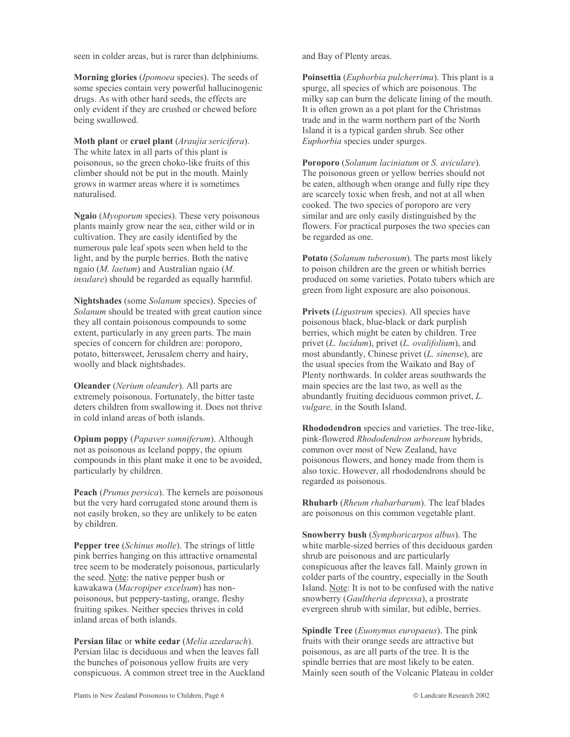seen in colder areas, but is rarer than delphiniums.

**Morning glories** (*Ipomoea* species). The seeds of some species contain very powerful hallucinogenic drugs. As with other hard seeds, the effects are only evident if they are crushed or chewed before being swallowed.

**Moth plant** or **cruel plant** (*Araujia sericifera*). The white latex in all parts of this plant is poisonous, so the green choko-like fruits of this climber should not be put in the mouth. Mainly grows in warmer areas where it is sometimes naturalised.

**Ngaio** (*Myoporum* species). These very poisonous plants mainly grow near the sea, either wild or in cultivation. They are easily identified by the numerous pale leaf spots seen when held to the light, and by the purple berries. Both the native ngaio (*M. laetum*) and Australian ngaio (*M. insulare*) should be regarded as equally harmful.

**Nightshades** (some *Solanum* species). Species of *Solanum* should be treated with great caution since they all contain poisonous compounds to some extent, particularly in any green parts. The main species of concern for children are: poroporo, potato, bittersweet, Jerusalem cherry and hairy, woolly and black nightshades.

**Oleander** (*Nerium oleander*). All parts are extremely poisonous. Fortunately, the bitter taste deters children from swallowing it. Does not thrive in cold inland areas of both islands.

**Opium poppy** (*Papaver somniferum*). Although not as poisonous as Iceland poppy, the opium compounds in this plant make it one to be avoided, particularly by children.

**Peach** (*Prunus persica*). The kernels are poisonous but the very hard corrugated stone around them is not easily broken, so they are unlikely to be eaten by children.

**Pepper tree** (*Schinus molle*). The strings of little pink berries hanging on this attractive ornamental tree seem to be moderately poisonous, particularly the seed. Note: the native pepper bush or kawakawa (*Macropiper excelsum*) has non-poisonous, but peppery-tasting, orange, fleshy fruiting spikes. Neither species thrives in cold inland areas of both islands.

**Persian lilac** or **white cedar** (*Melia azedarach*). Persian lilac is deciduous and when the leaves fall the bunches of poisonous yellow fruits are very conspicuous. A common street tree in the Auckland and Bay of Plenty areas.

**Poinsettia** (*Euphorbia pulcherrima*). This plant is a spurge, all species of which are poisonous. The milky sap can burn the delicate lining of the mouth. It is often grown as a pot plant for the Christmas trade and in the warm northern part of the North Island it is a typical garden shrub. See other *Euphorbia* species under spurges.

**Poroporo** (*Solanum laciniatum* or *S. aviculare*). The poisonous green or yellow berries should not be eaten, although when orange and fully ripe they are scarcely toxic when fresh, and not at all when cooked. The two species of poroporo are very similar and are only easily distinguished by the flowers. For practical purposes the two species can be regarded as one.

**Potato** (*Solanum tuberosum*). The parts most likely to poison children are the green or whitish berries produced on some varieties. Potato tubers which are green from light exposure are also poisonous.

**Privets** (*Ligustrum* species). All species have poisonous black, blue-black or dark purplish berries, which might be eaten by children. Tree privet (*L. lucidum*), privet (*L. ovalifolium*), and most abundantly, Chinese privet (*L. sinense*), are the usual species from the Waikato and Bay of Plenty northwards. In colder areas southwards the main species are the last two, as well as the abundantly fruiting deciduous common privet, *L. vulgare,* in the South Island.

**Rhododendron** species and varieties. The tree-like, pink-flowered *Rhododendron arboreum* hybrids, common over most of New Zealand, have poisonous flowers, and honey made from them is also toxic. However, all rhododendrons should be regarded as poisonous.

**Rhubarb** (*Rheum rhabarbarum*). The leaf blades are poisonous on this common vegetable plant.

**Snowberry bush** (*Symphoricarpos albus*). The white marble-sized berries of this deciduous garden shrub are poisonous and are particularly conspicuous after the leaves fall. Mainly grown in colder parts of the country, especially in the South Island. Note: It is not to be confused with the native snowberry (*Gaultheria depressa*), a prostrate evergreen shrub with similar, but edible, berries.

**Spindle Tree** (*Euonymus europaeus*). The pink fruits with their orange seeds are attractive but poisonous, as are all parts of the tree. It is the spindle berries that are most likely to be eaten. Mainly seen south of the Volcanic Plateau in colder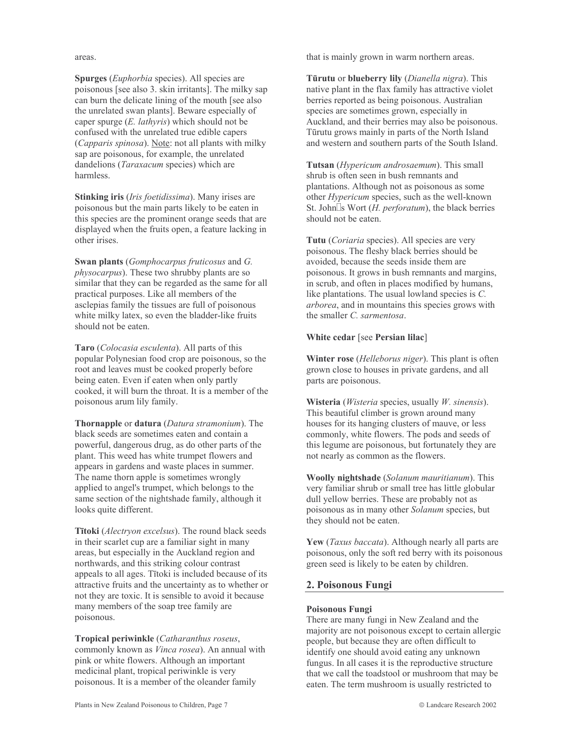areas.

**Spurges** (*Euphorbia* species). All species are poisonous [see also 3. skin irritants]. The milky sap can burn the delicate lining of the mouth [see also the unrelated swan plants]. Beware especially of caper spurge (*E. lathyris*) which should not be confused with the unrelated true edible capers (*Capparis spinosa*). Note: not all plants with milky sap are poisonous, for example, the unrelated dandelions (*Taraxacum* species) which are harmless.

**Stinking iris** (*Iris foetidissima*). Many irises are poisonous but the main parts likely to be eaten in this species are the prominent orange seeds that are displayed when the fruits open, a feature lacking in other irises.

**Swan plants** (*Gomphocarpus fruticosus* and *G. physocarpus*). These two shrubby plants are so similar that they can be regarded as the same for all practical purposes. Like all members of the asclepias family the tissues are full of poisonous white milky latex, so even the bladder-like fruits should not be eaten.

**Taro** (*Colocasia esculenta*). All parts of this popular Polynesian food crop are poisonous, so the root and leaves must be cooked properly before being eaten. Even if eaten when only partly cooked, it will burn the throat. It is a member of the poisonous arum lily family.

**Thornapple** or **datura** (*Datura stramonium*). The black seeds are sometimes eaten and contain a powerful, dangerous drug, as do other parts of the plant. This weed has white trumpet flowers and appears in gardens and waste places in summer. The name thorn apple is sometimes wrongly applied to angel's trumpet, which belongs to the same section of the nightshade family, although it looks quite different.

**Tītoki** (*Alectryon excelsus*). The round black seeds in their scarlet cup are a familiar sight in many areas, but especially in the Auckland region and northwards, and this striking colour contrast appeals to all ages. Tītoki is included because of its attractive fruits and the uncertainty as to whether or not they are toxic. It is sensible to avoid it because many members of the soap tree family are poisonous.

**Tropical periwinkle** (*Catharanthus roseus*, commonly known as *Vinca rosea*). An annual with pink or white flowers. Although an important medicinal plant, tropical periwinkle is very poisonous. It is a member of the oleander family that is mainly grown in warm northern areas.

**Tūrutu** or **blueberry lily** (*Dianella nigra*). This native plant in the flax family has attractive violet berries reported as being poisonous. Australian species are sometimes grown, especially in Auckland, and their berries may also be poisonous. Tūrutu grows mainly in parts of the North Island and western and southern parts of the South Island.

**Tutsan** (*Hypericum androsaemum*). This small shrub is often seen in bush remnants and plantations. Although not as poisonous as some other *Hypericum* species, such as the well-known St. John's Wort (*H. perforatum*), the black berries should not be eaten.

**Tutu** (*Coriaria* species). All species are very poisonous. The fleshy black berries should be avoided, because the seeds inside them are poisonous. It grows in bush remnants and margins, in scrub, and often in places modified by humans, like plantations. The usual lowland species is *C. arborea*, and in mountains this species grows with the smaller *C. sarmentosa*.

**White cedar** [see **Persian lilac**]

**Winter rose** (*Helleborus niger*). This plant is often grown close to houses in private gardens, and all parts are poisonous.

**Wisteria** (*Wisteria* species, usually *W. sinensis*). This beautiful climber is grown around many houses for its hanging clusters of mauve, or less commonly, white flowers. The pods and seeds of this legume are poisonous, but fortunately they are not nearly as common as the flowers.

**Woolly nightshade** (*Solanum mauritianum*). This very familiar shrub or small tree has little globular dull yellow berries. These are probably not as poisonous as in many other *Solanum* species, but they should not be eaten.

**Yew** (*Taxus baccata*). Although nearly all parts are poisonous, only the soft red berry with its poisonous green seed is likely to be eaten by children.

## 2. Poisonous Fungi

**Poisonous Fungi**

There are many fungi in New Zealand and the majority are not poisonous except to certain allergic people, but because they are often difficult to identify one should avoid eating any unknown fungus. In all cases it is the reproductive structure that we call the toadstool or mushroom that may be eaten. The term mushroom is usually restricted to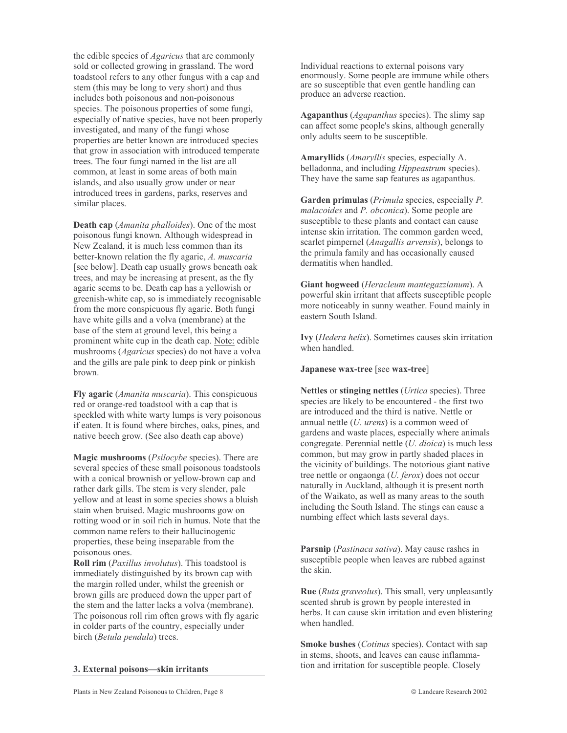the edible species of *Agaricus* that are commonly sold or collected growing in grassland. The word toadstool refers to any other fungus with a cap and stem (this may be long to very short) and thus includes both poisonous and non-poisonous species. The poisonous properties of some fungi, especially of native species, have not been properly investigated, and many of the fungi whose properties are better known are introduced species that grow in association with introduced temperate trees. The four fungi named in the list are all common, at least in some areas of both main islands, and also usually grow under or near introduced trees in gardens, parks, reserves and similar places.

**Death cap** (*Amanita phalloides*). One of the most poisonous fungi known. Although widespread in New Zealand, it is much less common than its better-known relation the fly agaric, *A. muscaria* [see below]. Death cap usually grows beneath oak trees, and may be increasing at present, as the fly agaric seems to be. Death cap has a yellowish or greenish-white cap, so is immediately recognisable from the more conspicuous fly agaric. Both fungi have white gills and a volva (membrane) at the base of the stem at ground level, this being a prominent white cup in the death cap. Note: edible mushrooms (*Agaricus* species) do not have a volva and the gills are pale pink to deep pink or pinkish brown.

**Fly agaric** (*Amanita muscaria*). This conspicuous red or orange-red toadstool with a cap that is speckled with white warty lumps is very poisonous if eaten. It is found where birches, oaks, pines, and native beech grow. (See also death cap above)

**Magic mushrooms** (*Psilocybe* species). There are several species of these small poisonous toadstools with a conical brownish or yellow-brown cap and rather dark gills. The stem is very slender, pale yellow and at least in some species shows a bluish stain when bruised. Magic mushrooms gow on rotting wood or in soil rich in humus. Note that the common name refers to their hallucinogenic properties, these being inseparable from the poisonous ones.

**Roll rim** (*Paxillus involutus*). This toadstool is immediately distinguished by its brown cap with the margin rolled under, whilst the greenish or brown gills are produced down the upper part of the stem and the latter lacks a volva (membrane). The poisonous roll rim often grows with fly agaric in colder parts of the country, especially under birch (*Betula pendula*) trees.

## 3. External poisons—skin irritants

Individual reactions to external poisons vary enormously. Some people are immune while others are so susceptible that even gentle handling can produce an adverse reaction.

**Agapanthus** (*Agapanthus* species). The slimy sap can affect some people's skins, although generally only adults seem to be susceptible.

**Amaryllids** (*Amaryllis* species, especially A. belladonna, and including *Hippeastrum* species). They have the same sap features as agapanthus.

**Garden primulas** (*Primula* species, especially *P. malacoides* and *P. obconica*). Some people are susceptible to these plants and contact can cause intense skin irritation. The common garden weed, scarlet pimpernel (*Anagallis arvensis*), belongs to the primula family and has occasionally caused dermatitis when handled.

**Giant hogweed** (*Heracleum mantegazzianum*). A powerful skin irritant that affects susceptible people more noticeably in sunny weather. Found mainly in eastern South Island.

**Ivy** (*Hedera helix*). Sometimes causes skin irritation when handled.

**Japanese wax-tree** [see **wax-tree**]

**Nettles** or **stinging nettles** (*Urtica* species). Three species are likely to be encountered - the first two are introduced and the third is native. Nettle or annual nettle (*U. urens*) is a common weed of gardens and waste places, especially where animals congregate. Perennial nettle (*U. dioica*) is much less common, but may grow in partly shaded places in the vicinity of buildings. The notorious giant native tree nettle or ongaonga (*U. ferox*) does not occur naturally in Auckland, although it is present north of the Waikato, as well as many areas to the south including the South Island. The stings can cause a numbing effect which lasts several days.

**Parsnip** (*Pastinaca sativa*). May cause rashes in susceptible people when leaves are rubbed against the skin.

**Rue** (*Ruta graveolus*). This small, very unpleasantly scented shrub is grown by people interested in herbs. It can cause skin irritation and even blistering when handled.

**Smoke bushes** (*Cotinus* species). Contact with sap in stems, shoots, and leaves can cause inflammation and irritation for susceptible people. Closely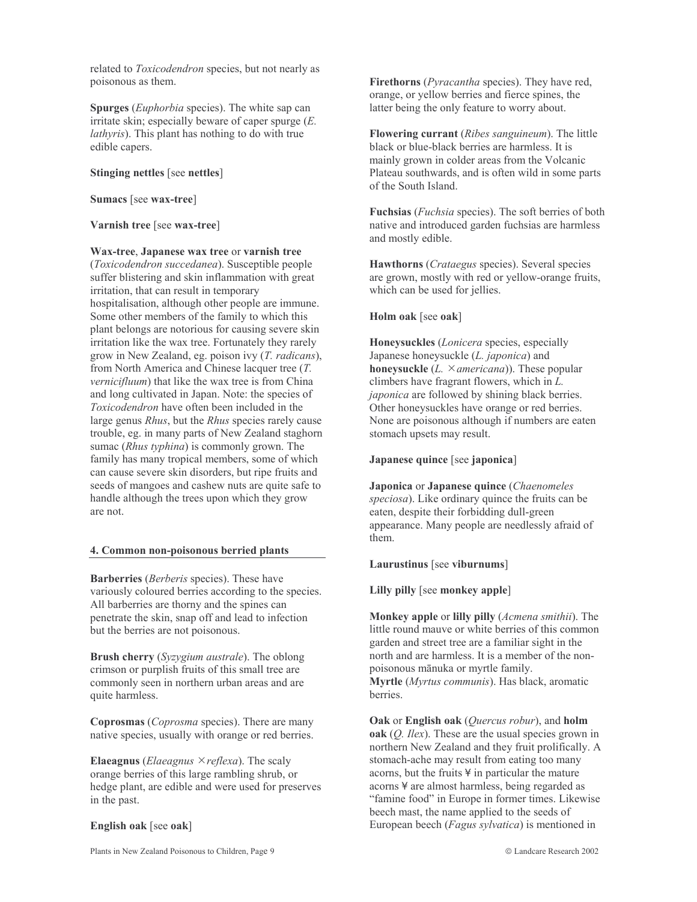related to *Toxicodendron* species, but not nearly as poisonous as them.

**Spurges** (*Euphorbia* species). The white sap can irritate skin; especially beware of caper spurge (*E. lathyris*). This plant has nothing to do with true edible capers.

**Stinging nettles** [see **nettles**]

**Sumacs** [see **wax-tree**]

**Varnish tree** [see **wax-tree**]

**Wax-tree**, **Japanese wax tree** or **varnish tree** (*Toxicodendron succedanea*). Susceptible people suffer blistering and skin inflammation with great irritation, that can result in temporary hospitalisation, although other people are immune. Some other members of the family to which this plant belongs are notorious for causing severe skin irritation like the wax tree. Fortunately they rarely grow in New Zealand, eg. poison ivy (*T. radicans*), from North America and Chinese lacquer tree (*T. vernicifluum*) that like the wax tree is from China and long cultivated in Japan. Note: the species of *Toxicodendron* have often been included in the large genus *Rhus*, but the *Rhus* species rarely cause trouble, eg. in many parts of New Zealand staghorn sumac (*Rhus typhina*) is commonly grown. The family has many tropical members, some of which can cause severe skin disorders, but ripe fruits and seeds of mangoes and cashew nuts are quite safe to handle although the trees upon which they grow are not.

## 4. Common non-poisonous berried plants

**Barberries** (*Berberis* species). These have variously coloured berries according to the species. All barberries are thorny and the spines can penetrate the skin, snap off and lead to infection but the berries are not poisonous.

**Brush cherry** (*Syzygium australe*). The oblong crimson or purplish fruits of this small tree are commonly seen in northern urban areas and are quite harmless.

**Coprosmas** (*Coprosma* species). There are many native species, usually with orange or red berries.

**Elaeagnus** (*Elaeagnus* ×*reflexa*). The scaly orange berries of this large rambling shrub, or hedge plant, are edible and were used for preserves in the past.

**English oak** [see **oak**]

**Firethorns** (*Pyracantha* species). They have red, orange, or yellow berries and fierce spines, the latter being the only feature to worry about.

**Flowering currant** (*Ribes sanguineum*). The little black or blue-black berries are harmless. It is mainly grown in colder areas from the Volcanic Plateau southwards, and is often wild in some parts of the South Island.

**Fuchsias** (*Fuchsia* species). The soft berries of both native and introduced garden fuchsias are harmless and mostly edible.

**Hawthorns** (*Crataegus* species). Several species are grown, mostly with red or yellow-orange fruits, which can be used for jellies.

**Holm oak** [see **oak**]

**Honeysuckles** (*Lonicera* species, especially Japanese honeysuckle (*L. japonica*) and **honeysuckle** (*L.* ×*americana*)). These popular climbers have fragrant flowers, which in *L. japonica* are followed by shining black berries. Other honeysuckles have orange or red berries. None are poisonous although if numbers are eaten stomach upsets may result.

**Japanese quince** [see **japonica**]

**Japonica** or **Japanese quince** (*Chaenomeles speciosa*). Like ordinary quince the fruits can be eaten, despite their forbidding dull-green appearance. Many people are needlessly afraid of them.

**Laurustinus** [see **viburnums**]

**Lilly pilly** [see **monkey apple**]

**Monkey apple** or **lilly pilly** (*Acmena smithii*). The little round mauve or white berries of this common garden and street tree are a familiar sight in the north and are harmless. It is a member of the non-poisonous mānuka or myrtle family.

**Myrtle** (*Myrtus communis*). Has black, aromatic berries.

**Oak** or **English oak** (*Quercus robur*), and **holm oak** (*Q. Ilex*). These are the usual species grown in northern New Zealand and they fruit prolifically. A stomach-ache may result from eating too many acorns, but the fruits ¥ in particular the mature acorns ¥ are almost harmless, being regarded as "famine food" in Europe in former times. Likewise beech mast, the name applied to the seeds of European beech (*Fagus sylvatica*) is mentioned in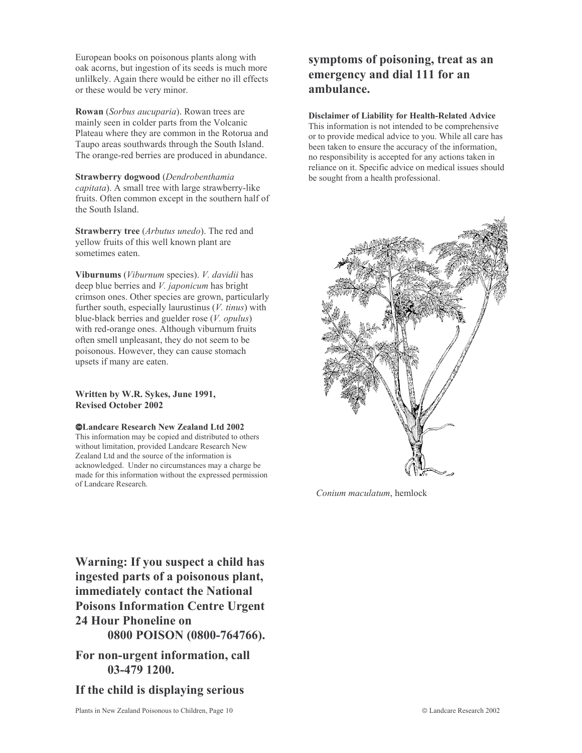European books on poisonous plants along with oak acorns, but ingestion of its seeds is much more unlilkely. Again there would be either no ill effects or these would be very minor.

**Rowan** (*Sorbus aucuparia*). Rowan trees are mainly seen in colder parts from the Volcanic Plateau where they are common in the Rotorua and Taupo areas southwards through the South Island. The orange-red berries are produced in abundance.

**Strawberry dogwood** (*Dendrobenthamia capitata*). A small tree with large strawberry-like fruits. Often common except in the southern half of the South Island.

**Strawberry tree** (*Arbutus unedo*). The red and yellow fruits of this well known plant are sometimes eaten.

**Viburnums** (*Viburnum* species). *V. davidii* has deep blue berries and *V. japonicum* has bright crimson ones. Other species are grown, particularly further south, especially laurustinus (*V. tinus*) with blue-black berries and guelder rose (*V. opulus*) with red-orange ones. Although viburnum fruits often smell unpleasant, they do not seem to be poisonous. However, they can cause stomach upsets if many are eaten.

**Written by W.R. Sykes, June 1991, Revised October 2002**

**©Landcare Research New Zealand Ltd 2002**
This information may be copied and distributed to others without limitation, provided Landcare Research New Zealand Ltd and the source of the information is acknowledged. Under no circumstances may a charge be made for this information without the expressed permission of Landcare Research.

**Warning: If you suspect a child has ingested parts of a poisonous plant, immediately contact the National Poisons Information Centre Urgent 24 Hour Phoneline on 0800 POISON (0800-764766).**

**For non-urgent information, call 03-479 1200.**

**If the child is displaying serious symptoms of poisoning, treat as an emergency and dial 111 for an ambulance.**

**Disclaimer of Liability for Health-Related Advice**
This information is not intended to be comprehensive or to provide medical advice to you. While all care has been taken to ensure the accuracy of the information, no responsibility is accepted for any actions taken in reliance on it. Specific advice on medical issues should be sought from a health professional.

*Conium maculatum*, hemlock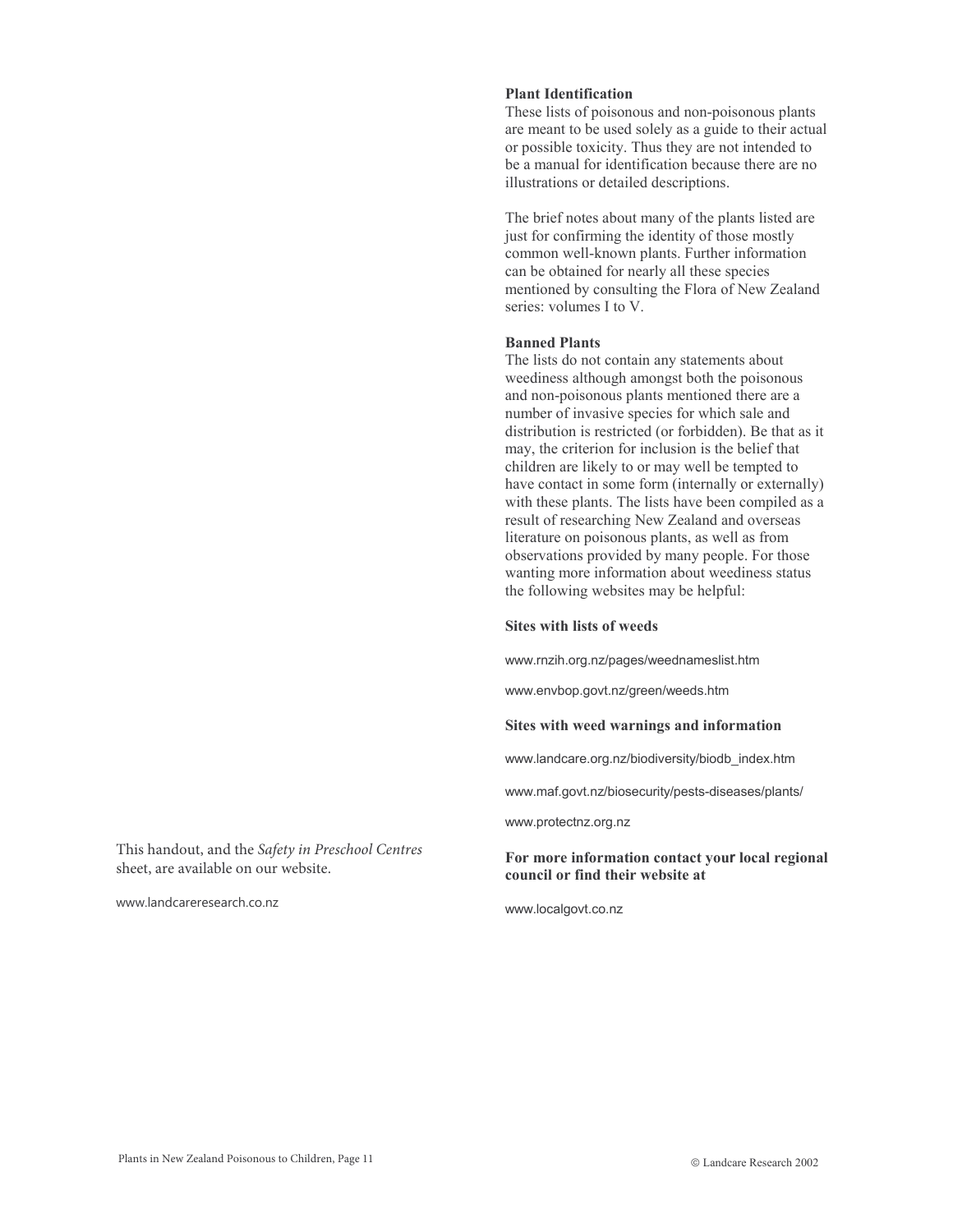### Plant Identification

These lists of poisonous and non-poisonous plants are meant to be used solely as a guide to their actual or possible toxicity. Thus they are not intended to be a manual for identification because there are no illustrations or detailed descriptions.

The brief notes about many of the plants listed are just for confirming the identity of those mostly common well-known plants. Further information can be obtained for nearly all these species mentioned by consulting the Flora of New Zealand series: volumes I to V.

### Banned Plants

The lists do not contain any statements about weediness although amongst both the poisonous and non-poisonous plants mentioned there are a number of invasive species for which sale and distribution is restricted (or forbidden). Be that as it may, the criterion for inclusion is the belief that children are likely to or may well be tempted to have contact in some form (internally or externally) with these plants. The lists have been compiled as a result of researching New Zealand and overseas literature on poisonous plants, as well as from observations provided by many people. For those wanting more information about weediness status the following websites may be helpful:

**Sites with lists of weeds**

www.rnzih.org.nz/pages/weednameslist.htm

www.envbop.govt.nz/green/weeds.htm

**Sites with weed warnings and information**

www.landcare.org.nz/biodiversity/biodb_index.htm

www.maf.govt.nz/biosecurity/pests-diseases/plants/

www.protectnz.org.nz

**For more information contact your local regional council or find their website at**

www.localgovt.co.nz

This handout, and the *Safety in Preschool Centres* sheet, are available on our website.

www.landcareresearch.co.nz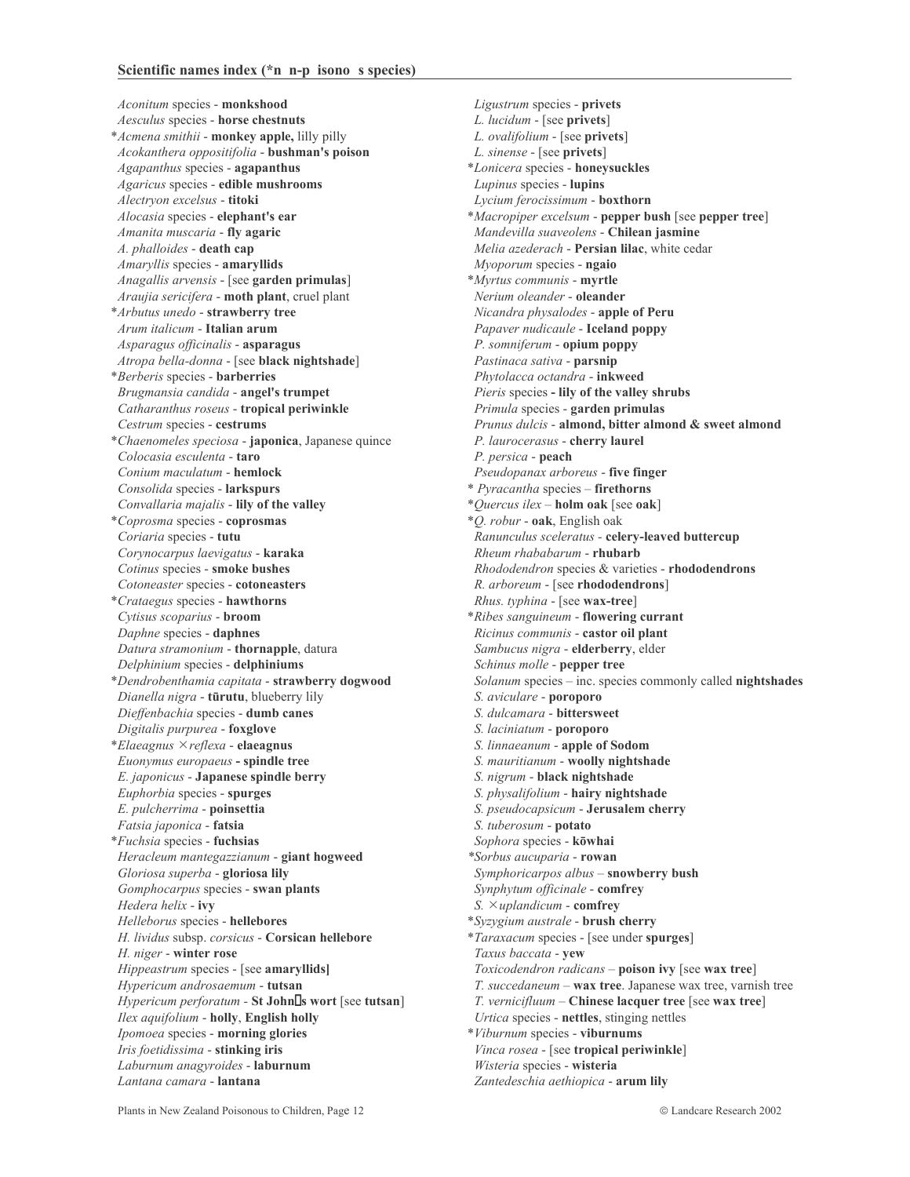## Scientific names index (*n n-p isono s species)

*Aconitum* species - **monkshood**
*Aesculus* species - **horse chestnuts**
*\*Acmena smithii* - **monkey apple,** lilly pilly
*Acokanthera oppositifolia* - **bushman's poison**
*Agapanthus* species - **agapanthus**
*Agaricus* species - **edible mushrooms**
*Alectryon excelsus* - **titoki**
*Alocasia* species - **elephant's ear**
*Amanita muscaria* - **fly agaric**
*A. phalloides* - **death cap**
*Amaryllis* species - **amaryllids**
*Anagallis arvensis* - [see **garden primulas**]
*Araujia sericifera* - **moth plant**, cruel plant
*\*Arbutus unedo* - **strawberry tree**
*Arum italicum* - **Italian arum**
*Asparagus officinalis* - **asparagus**
*Atropa bella-donna* - [see **black nightshade**]
*\*Berberis* species - **barberries**
*Brugmansia candida* - **angel's trumpet**
*Catharanthus roseus* - **tropical periwinkle**
*Cestrum* species - **cestrums**
*\*Chaenomeles speciosa* - **japonica**, Japanese quince
*Colocasia esculenta* - **taro**
*Conium maculatum* - **hemlock**
*Consolida* species - **larkspurs**
*Convallaria majalis* - **lily of the valley**
*\*Coprosma* species - **coprosmas**
*Coriaria* species - **tutu**
*Corynocarpus laevigatus* - **karaka**
*Cotinus* species - **smoke bushes**
*Cotoneaster* species - **cotoneasters**
*\*Crataegus* species - **hawthorns**
*Cytisus scoparius* - **broom**
*Daphne* species - **daphnes**
*Datura stramonium* - **thornapple**, datura
*Delphinium* species - **delphiniums**
*\*Dendrobenthamia capitata* - **strawberry dogwood**
*Dianella nigra* - **tūrutu**, blueberry lily
*Dieffenbachia* species - **dumb canes**
*Digitalis purpurea* - **foxglove**
*\*Elaeagnus ×reflexa* - **elaeagnus**
*Euonymus europaeus* **- spindle tree**
*E. japonicus* - **Japanese spindle berry**
*Euphorbia* species - **spurges**
*E. pulcherrima* - **poinsettia**
*Fatsia japonica* - **fatsia**
*\*Fuchsia* species - **fuchsias**
*Heracleum mantegazzianum* - **giant hogweed**
*Gloriosa superba* - **gloriosa lily**
*Gomphocarpus* species - **swan plants**
*Hedera helix* - **ivy**
*Helleborus* species - **hellebores**
*H. lividus* subsp. *corsicus* - **Corsican hellebore**
*H. niger* - **winter rose**
*Hippeastrum* species - [see **amaryllids]**
*Hypericum androsaemum* - **tutsan**
*Hypericum perforatum* - **St John's wort** [see **tutsan**]
*Ilex aquifolium* - **holly**, **English holly**
*Ipomoea* species - **morning glories**
*Iris foetidissima* - **stinking iris**
*Laburnum anagyroides* - **laburnum**
*Lantana camara* - **lantana**
*Ligustrum* species - **privets**
*L. lucidum* - [see **privets**]
*L. ovalifolium* - [see **privets**]
*L. sinense* - [see **privets**]
*\*Lonicera* species - **honeysuckles**
*Lupinus* species - **lupins**
*Lycium ferocissimum* - **boxthorn**
*\*Macropiper excelsum* - **pepper bush** [see **pepper tree**]
*Mandevilla suaveolens* - **Chilean jasmine**
*Melia azederach* - **Persian lilac**, white cedar
*Myoporum* species - **ngaio**
*\*Myrtus communis* - **myrtle**
*Nerium oleander* - **oleander**
*Nicandra physalodes* - **apple of Peru**
*Papaver nudicaule* - **Iceland poppy**
*P. somniferum* - **opium poppy**
*Pastinaca sativa* - **parsnip**
*Phytolacca octandra* - **inkweed**
*Pieris* species **- lily of the valley shrubs**
*Primula* species - **garden primulas**
*Prunus dulcis* - **almond, bitter almond & sweet almond**
*P. laurocerasus* - **cherry laurel**
*P. persica* - **peach**
*Pseudopanax arboreus* - **five finger**
\* *Pyracantha* species – **firethorns**
*\*Quercus ilex* – **holm oak** [see **oak**]
*\*Q. robur* - **oak**, English oak
*Ranunculus sceleratus* - **celery-leaved buttercup**
*Rheum rhababarum* - **rhubarb**
*Rhododendron* species & varieties - **rhododendrons**
*R. arboreum* - [see **rhododendrons**]
*Rhus. typhina* - [see **wax-tree**]
*\*Ribes sanguineum* - **flowering currant**
*Ricinus communis* - **castor oil plant**
*Sambucus nigra* - **elderberry**, elder
*Schinus molle* - **pepper tree**
*Solanum* species – inc. species commonly called **nightshades**
*S. aviculare* - **poroporo**
*S. dulcamara* - **bittersweet**
*S. laciniatum* - **poroporo**
*S. linnaeanum* - **apple of Sodom**
*S. mauritianum* - **woolly nightshade**
*S. nigrum* - **black nightshade**
*S. physalifolium* - **hairy nightshade**
*S. pseudocapsicum* - **Jerusalem cherry**
*S. tuberosum* - **potato**
*Sophora* species - **kōwhai**
*\*Sorbus aucuparia* - **rowan**
*Symphoricarpos albus* – **snowberry bush**
*Synphytum officinale* - **comfrey**
*S. ×uplandicum* - **comfrey**
*\*Syzygium australe* - **brush cherry**
*\*Taraxacum* species - [see under **spurges**]
*Taxus baccata* - **yew**
*Toxicodendron radicans* – **poison ivy** [see **wax tree**]
*T. succedaneum* – **wax tree**. Japanese wax tree, varnish tree
*T. verniciffuum* – **Chinese lacquer tree** [see **wax tree**]
*Urtica* species - **nettles**, stinging nettles
*\*Viburnum* species - **viburnums**
*Vinca rosea* - [see **tropical periwinkle**]
*Wisteria* species - **wisteria**
*Zantedeschia aethiopica* - **arum lily**

Plants in New Zealand Poisonous to Children, Page 12 © Landcare Research 2002